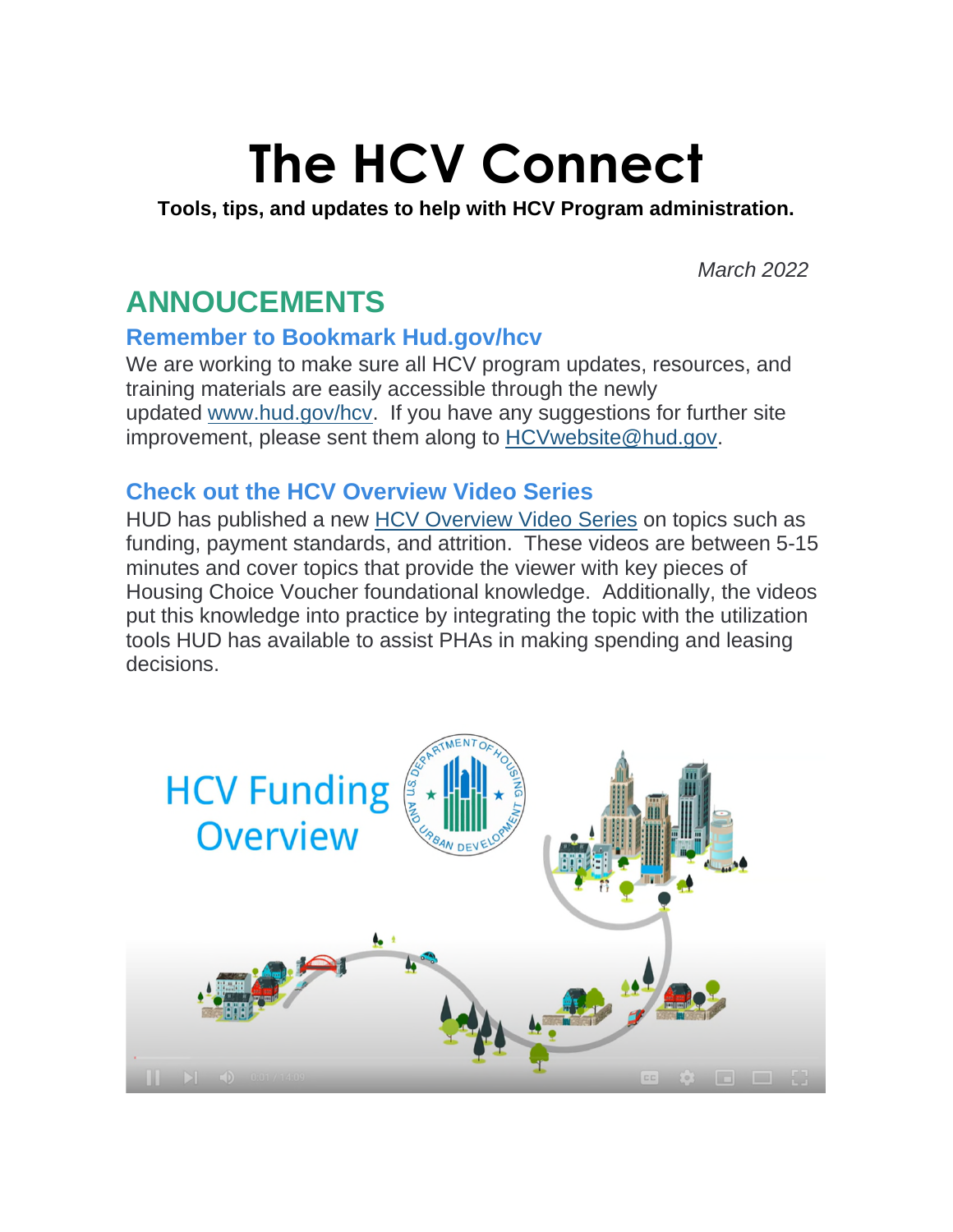# The HCV Connect

**Tools, tips, and updates to help with HCV Program administration.**

*March 2022*

## ANNOUCEMENTS

### Remember to Bookmark Hud.gov/hcv

We are working to make sure all HCV program updates, resources, and training materials are easily accessible through the newly updated www.hud.gov/hcv. If you have any suggestions for further site improvement, please sent them along to HCVwebsite@hud.gov.

### Check out the HCV Overview Video Series

HUD has published a new HCV Overview Video Series on topics such as funding, payment standards, and attrition. These videos are between 5-15 minutes and cover topics that provide the viewer with key pieces of Housing Choice Voucher foundational knowledge. Additionally, the videos put this knowledge into practice by integrating the topic with the utilization tools HUD has available to assist PHAs in making spending and leasing decisions.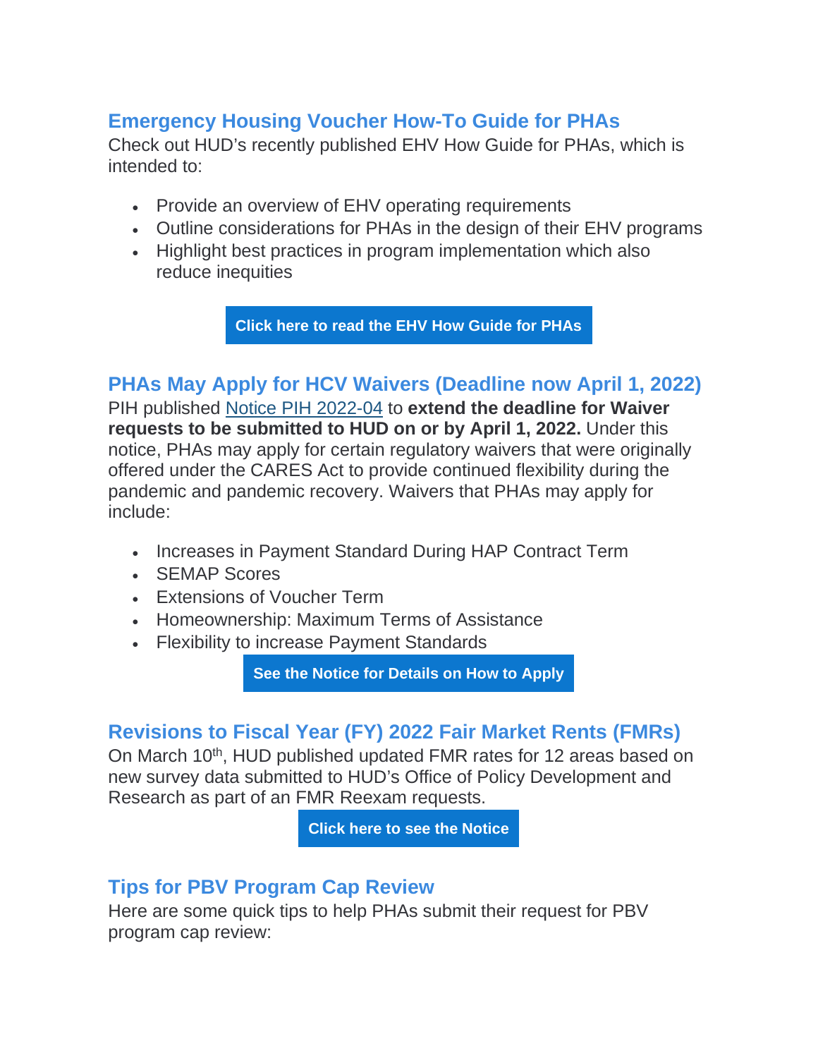## Emergency Housing Voucher How-To Guide for PHAs

Check out HUD's recently published EHV How Guide for PHAs, which is intended to:

- Provide an overview of EHV operating requirements
- Outline considerations for PHAs in the design of their EHV programs
- Highlight best practices in program implementation which also reduce inequities

**Click here to read the EHV How Guide for PHAs**

## PHAs May Apply for HCV Waivers (Deadline now April 1, 2022)

PIH published Notice PIH 2022-04 to **extend the deadline for Waiver requests to be submitted to HUD on or by April 1, 2022.** Under this notice, PHAs may apply for certain regulatory waivers that were originally offered under the CARES Act to provide continued flexibility during the pandemic and pandemic recovery. Waivers that PHAs may apply for include:

- Increases in Payment Standard During HAP Contract Term
- SEMAP Scores
- Extensions of Voucher Term
- Homeownership: Maximum Terms of Assistance
- Flexibility to increase Payment Standards

**See the Notice for Details on How to Apply**

## Revisions to Fiscal Year (FY) 2022 Fair Market Rents (FMRs)

On March 10th, HUD published updated FMR rates for 12 areas based on new survey data submitted to HUD's Office of Policy Development and Research as part of an FMR Reexam requests.

**Click here to see the Notice**

## Tips for PBV Program Cap Review

Here are some quick tips to help PHAs submit their request for PBV program cap review: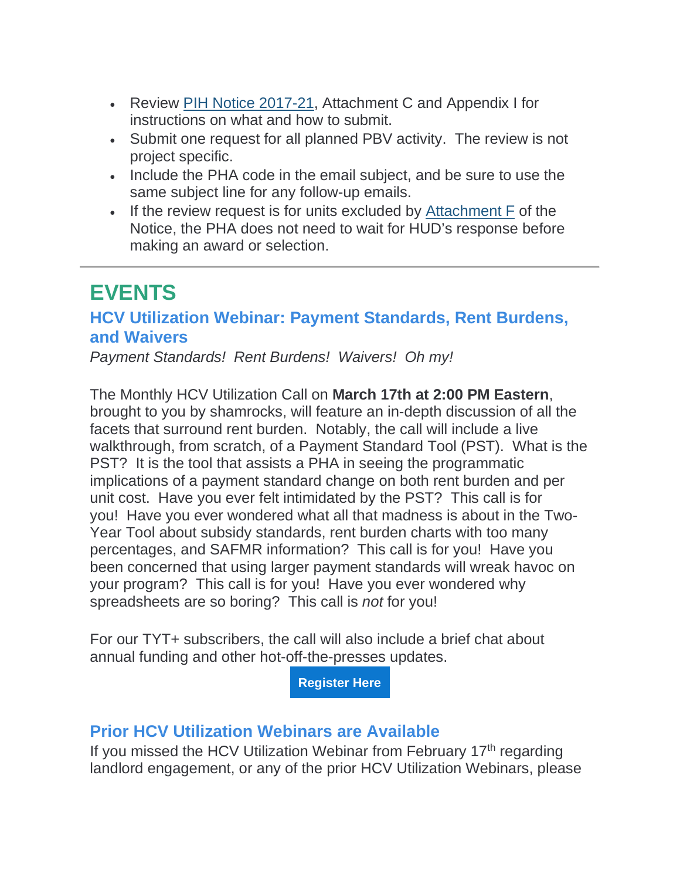- Review [PIH Notice 2017-21], Attachment C and Appendix I for instructions on what and how to submit.
- Submit one request for all planned PBV activity. The review is not project specific.
- Include the PHA code in the email subject, and be sure to use the same subject line for any follow-up emails.
- If the review request is for units excluded by [Attachment F] of the Notice, the PHA does not need to wait for HUD's response before making an award or selection.

---

# EVENTS

## HCV Utilization Webinar: Payment Standards, Rent Burdens, and Waivers

*Payment Standards! Rent Burdens! Waivers! Oh my!*

The Monthly HCV Utilization Call on **March 17th at 2:00 PM Eastern**, brought to you by shamrocks, will feature an in-depth discussion of all the facets that surround rent burden. Notably, the call will include a live walkthrough, from scratch, of a Payment Standard Tool (PST). What is the PST? It is the tool that assists a PHA in seeing the programmatic implications of a payment standard change on both rent burden and per unit cost. Have you ever felt intimidated by the PST? This call is for you! Have you ever wondered what all that madness is about in the Two-Year Tool about subsidy standards, rent burden charts with too many percentages, and SAFMR information? This call is for you! Have you been concerned that using larger payment standards will wreak havoc on your program? This call is for you! Have you ever wondered why spreadsheets are so boring? This call is *not* for you!

For our TYT+ subscribers, the call will also include a brief chat about annual funding and other hot-off-the-presses updates.

**Register Here**

## Prior HCV Utilization Webinars are Available

If you missed the HCV Utilization Webinar from February 17th regarding landlord engagement, or any of the prior HCV Utilization Webinars, please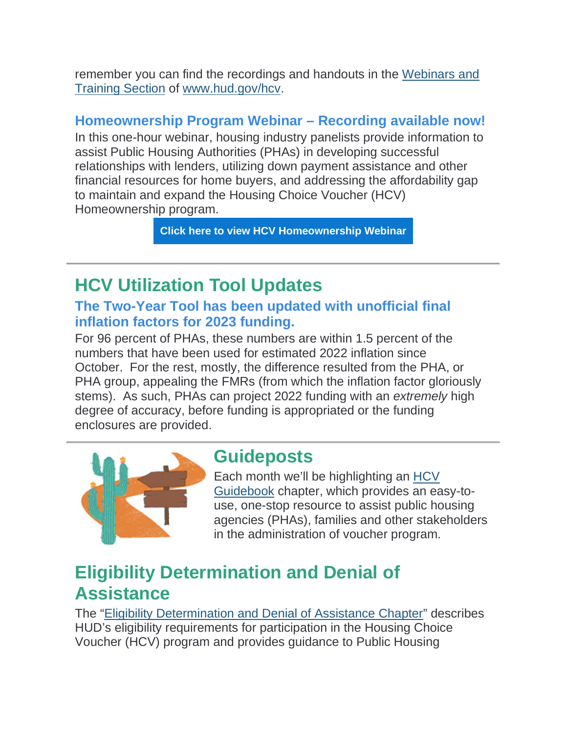remember you can find the recordings and handouts in the Webinars and Training Section of www.hud.gov/hcv.

### Homeownership Program Webinar – Recording available now!

In this one-hour webinar, housing industry panelists provide information to assist Public Housing Authorities (PHAs) in developing successful relationships with lenders, utilizing down payment assistance and other financial resources for home buyers, and addressing the affordability gap to maintain and expand the Housing Choice Voucher (HCV) Homeownership program.

**Click here to view HCV Homeownership Webinar**

---

## HCV Utilization Tool Updates

### The Two-Year Tool has been updated with unofficial final inflation factors for 2023 funding.

For 96 percent of PHAs, these numbers are within 1.5 percent of the numbers that have been used for estimated 2022 inflation since October. For the rest, mostly, the difference resulted from the PHA, or PHA group, appealing the FMRs (from which the inflation factor gloriously stems). As such, PHAs can project 2022 funding with an *extremely* high degree of accuracy, before funding is appropriated or the funding enclosures are provided.

---

## Guideposts

Each month we'll be highlighting an HCV Guidebook chapter, which provides an easy-to-use, one-stop resource to assist public housing agencies (PHAs), families and other stakeholders in the administration of voucher program.

## Eligibility Determination and Denial of Assistance

The "Eligibility Determination and Denial of Assistance Chapter" describes HUD's eligibility requirements for participation in the Housing Choice Voucher (HCV) program and provides guidance to Public Housing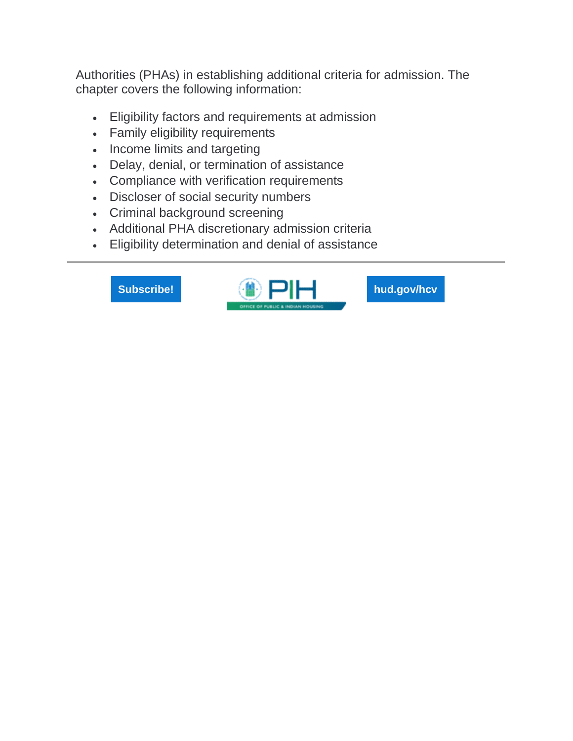Authorities (PHAs) in establishing additional criteria for admission. The chapter covers the following information:

- Eligibility factors and requirements at admission
- Family eligibility requirements
- Income limits and targeting
- Delay, denial, or termination of assistance
- Compliance with verification requirements
- Discloser of social security numbers
- Criminal background screening
- Additional PHA discretionary admission criteria
- Eligibility determination and denial of assistance

---

**Subscribe!**

PIH
OFFICE OF PUBLIC & INDIAN HOUSING

**hud.gov/hcv**